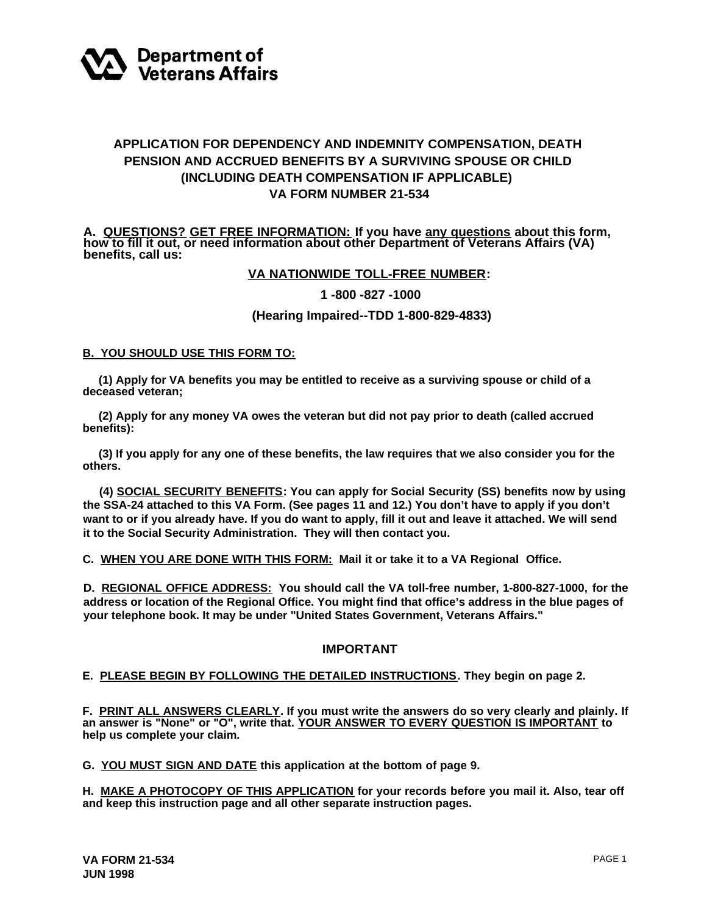**Department of Veterans Affairs**

## APPLICATION FOR DEPENDENCY AND INDEMNITY COMPENSATION, DEATH PENSION AND ACCRUED BENEFITS BY A SURVIVING SPOUSE OR CHILD (INCLUDING DEATH COMPENSATION IF APPLICABLE)
## VA FORM NUMBER 21-534

**A. QUESTIONS? GET FREE INFORMATION: If you have any questions about this form, how to fill it out, or need information about other Department of Veterans Affairs (VA) benefits, call us:**

**VA NATIONWIDE TOLL-FREE NUMBER:**

**1 -800 -827 -1000**

**(Hearing Impaired--TDD 1-800-829-4833)**

**B. YOU SHOULD USE THIS FORM TO:**

**(1) Apply for VA benefits you may be entitled to receive as a surviving spouse or child of a deceased veteran;**

**(2) Apply for any money VA owes the veteran but did not pay prior to death (called accrued benefits):**

**(3) If you apply for any one of these benefits, the law requires that we also consider you for the others.**

**(4) SOCIAL SECURITY BENEFITS: You can apply for Social Security (SS) benefits now by using the SSA-24 attached to this VA Form. (See pages 11 and 12.) You don't have to apply if you don't want to or if you already have. If you do want to apply, fill it out and leave it attached. We will send it to the Social Security Administration. They will then contact you.**

**C. WHEN YOU ARE DONE WITH THIS FORM: Mail it or take it to a VA Regional Office.**

**D. REGIONAL OFFICE ADDRESS: You should call the VA toll-free number, 1-800-827-1000, for the address or location of the Regional Office. You might find that office's address in the blue pages of your telephone book. It may be under "United States Government, Veterans Affairs."**

### IMPORTANT

**E. PLEASE BEGIN BY FOLLOWING THE DETAILED INSTRUCTIONS. They begin on page 2.**

**F. PRINT ALL ANSWERS CLEARLY. If you must write the answers do so very clearly and plainly. If an answer is "None" or "O", write that. YOUR ANSWER TO EVERY QUESTION IS IMPORTANT to help us complete your claim.**

**G. YOU MUST SIGN AND DATE this application at the bottom of page 9.**

**H. MAKE A PHOTOCOPY OF THIS APPLICATION for your records before you mail it. Also, tear off and keep this instruction page and all other separate instruction pages.**

**VA FORM 21-534**
**JUN 1998**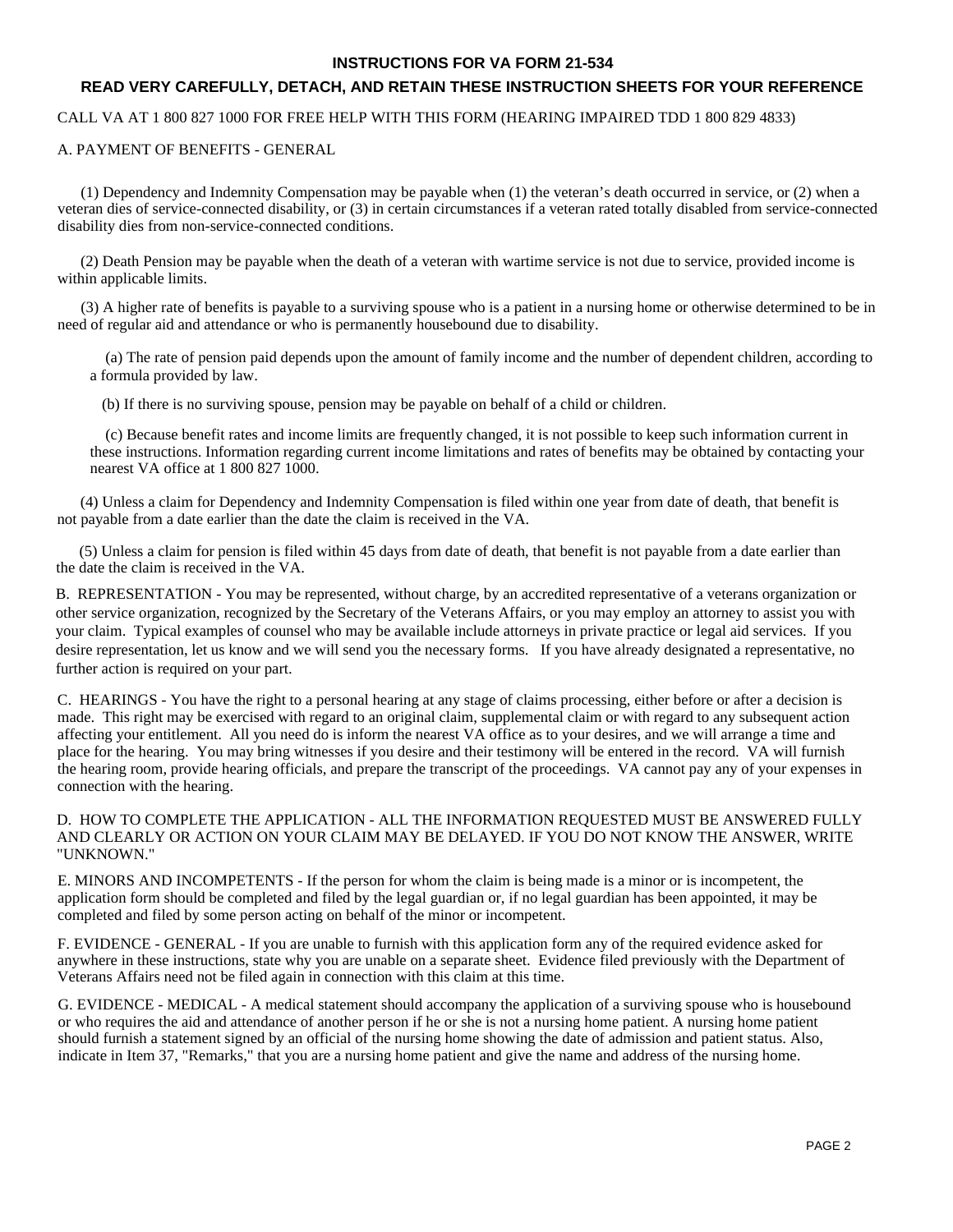## INSTRUCTIONS FOR VA FORM 21-534

### READ VERY CAREFULLY, DETACH, AND RETAIN THESE INSTRUCTION SHEETS FOR YOUR REFERENCE

CALL VA AT 1 800 827 1000 FOR FREE HELP WITH THIS FORM (HEARING IMPAIRED TDD 1 800 829 4833)

A. PAYMENT OF BENEFITS - GENERAL

(1) Dependency and Indemnity Compensation may be payable when (1) the veteran's death occurred in service, or (2) when a veteran dies of service-connected disability, or (3) in certain circumstances if a veteran rated totally disabled from service-connected disability dies from non-service-connected conditions.

(2) Death Pension may be payable when the death of a veteran with wartime service is not due to service, provided income is within applicable limits.

(3) A higher rate of benefits is payable to a surviving spouse who is a patient in a nursing home or otherwise determined to be in need of regular aid and attendance or who is permanently housebound due to disability.

(a) The rate of pension paid depends upon the amount of family income and the number of dependent children, according to a formula provided by law.

(b) If there is no surviving spouse, pension may be payable on behalf of a child or children.

(c) Because benefit rates and income limits are frequently changed, it is not possible to keep such information current in these instructions. Information regarding current income limitations and rates of benefits may be obtained by contacting your nearest VA office at 1 800 827 1000.

(4) Unless a claim for Dependency and Indemnity Compensation is filed within one year from date of death, that benefit is not payable from a date earlier than the date the claim is received in the VA.

(5) Unless a claim for pension is filed within 45 days from date of death, that benefit is not payable from a date earlier than the date the claim is received in the VA.

B. REPRESENTATION - You may be represented, without charge, by an accredited representative of a veterans organization or other service organization, recognized by the Secretary of the Veterans Affairs, or you may employ an attorney to assist you with your claim. Typical examples of counsel who may be available include attorneys in private practice or legal aid services. If you desire representation, let us know and we will send you the necessary forms. If you have already designated a representative, no further action is required on your part.

C. HEARINGS - You have the right to a personal hearing at any stage of claims processing, either before or after a decision is made. This right may be exercised with regard to an original claim, supplemental claim or with regard to any subsequent action affecting your entitlement. All you need do is inform the nearest VA office as to your desires, and we will arrange a time and place for the hearing. You may bring witnesses if you desire and their testimony will be entered in the record. VA will furnish the hearing room, provide hearing officials, and prepare the transcript of the proceedings. VA cannot pay any of your expenses in connection with the hearing.

D. HOW TO COMPLETE THE APPLICATION - ALL THE INFORMATION REQUESTED MUST BE ANSWERED FULLY AND CLEARLY OR ACTION ON YOUR CLAIM MAY BE DELAYED. IF YOU DO NOT KNOW THE ANSWER, WRITE "UNKNOWN."

E. MINORS AND INCOMPETENTS - If the person for whom the claim is being made is a minor or is incompetent, the application form should be completed and filed by the legal guardian or, if no legal guardian has been appointed, it may be completed and filed by some person acting on behalf of the minor or incompetent.

F. EVIDENCE - GENERAL - If you are unable to furnish with this application form any of the required evidence asked for anywhere in these instructions, state why you are unable on a separate sheet. Evidence filed previously with the Department of Veterans Affairs need not be filed again in connection with this claim at this time.

G. EVIDENCE - MEDICAL - A medical statement should accompany the application of a surviving spouse who is housebound or who requires the aid and attendance of another person if he or she is not a nursing home patient. A nursing home patient should furnish a statement signed by an official of the nursing home showing the date of admission and patient status. Also, indicate in Item 37, "Remarks," that you are a nursing home patient and give the name and address of the nursing home.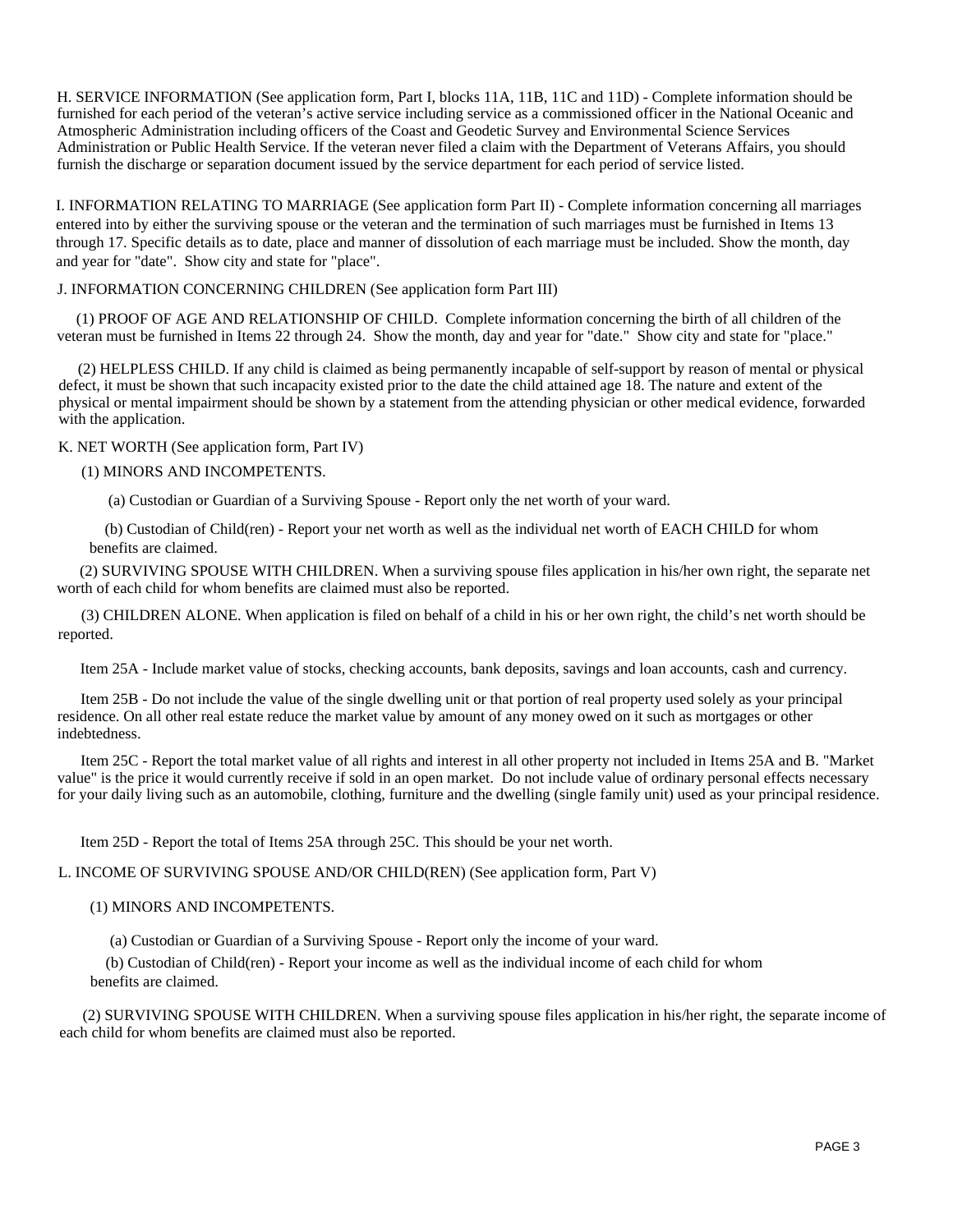H. SERVICE INFORMATION (See application form, Part I, blocks 11A, 11B, 11C and 11D) - Complete information should be furnished for each period of the veteran's active service including service as a commissioned officer in the National Oceanic and Atmospheric Administration including officers of the Coast and Geodetic Survey and Environmental Science Services Administration or Public Health Service. If the veteran never filed a claim with the Department of Veterans Affairs, you should furnish the discharge or separation document issued by the service department for each period of service listed.

I. INFORMATION RELATING TO MARRIAGE (See application form Part II) - Complete information concerning all marriages entered into by either the surviving spouse or the veteran and the termination of such marriages must be furnished in Items 13 through 17. Specific details as to date, place and manner of dissolution of each marriage must be included. Show the month, day and year for "date". Show city and state for "place".

J. INFORMATION CONCERNING CHILDREN (See application form Part III)

(1) PROOF OF AGE AND RELATIONSHIP OF CHILD. Complete information concerning the birth of all children of the veteran must be furnished in Items 22 through 24. Show the month, day and year for "date." Show city and state for "place."

(2) HELPLESS CHILD. If any child is claimed as being permanently incapable of self-support by reason of mental or physical defect, it must be shown that such incapacity existed prior to the date the child attained age 18. The nature and extent of the physical or mental impairment should be shown by a statement from the attending physician or other medical evidence, forwarded with the application.

K. NET WORTH (See application form, Part IV)

(1) MINORS AND INCOMPETENTS.

(a) Custodian or Guardian of a Surviving Spouse - Report only the net worth of your ward.

(b) Custodian of Child(ren) - Report your net worth as well as the individual net worth of EACH CHILD for whom benefits are claimed.

(2) SURVIVING SPOUSE WITH CHILDREN. When a surviving spouse files application in his/her own right, the separate net worth of each child for whom benefits are claimed must also be reported.

(3) CHILDREN ALONE. When application is filed on behalf of a child in his or her own right, the child's net worth should be reported.

Item 25A - Include market value of stocks, checking accounts, bank deposits, savings and loan accounts, cash and currency.

Item 25B - Do not include the value of the single dwelling unit or that portion of real property used solely as your principal residence. On all other real estate reduce the market value by amount of any money owed on it such as mortgages or other indebtedness.

Item 25C - Report the total market value of all rights and interest in all other property not included in Items 25A and B. "Market value" is the price it would currently receive if sold in an open market. Do not include value of ordinary personal effects necessary for your daily living such as an automobile, clothing, furniture and the dwelling (single family unit) used as your principal residence.

Item 25D - Report the total of Items 25A through 25C. This should be your net worth.

L. INCOME OF SURVIVING SPOUSE AND/OR CHILD(REN) (See application form, Part V)

(1) MINORS AND INCOMPETENTS.

(a) Custodian or Guardian of a Surviving Spouse - Report only the income of your ward.

(b) Custodian of Child(ren) - Report your income as well as the individual income of each child for whom benefits are claimed.

(2) SURVIVING SPOUSE WITH CHILDREN. When a surviving spouse files application in his/her right, the separate income of each child for whom benefits are claimed must also be reported.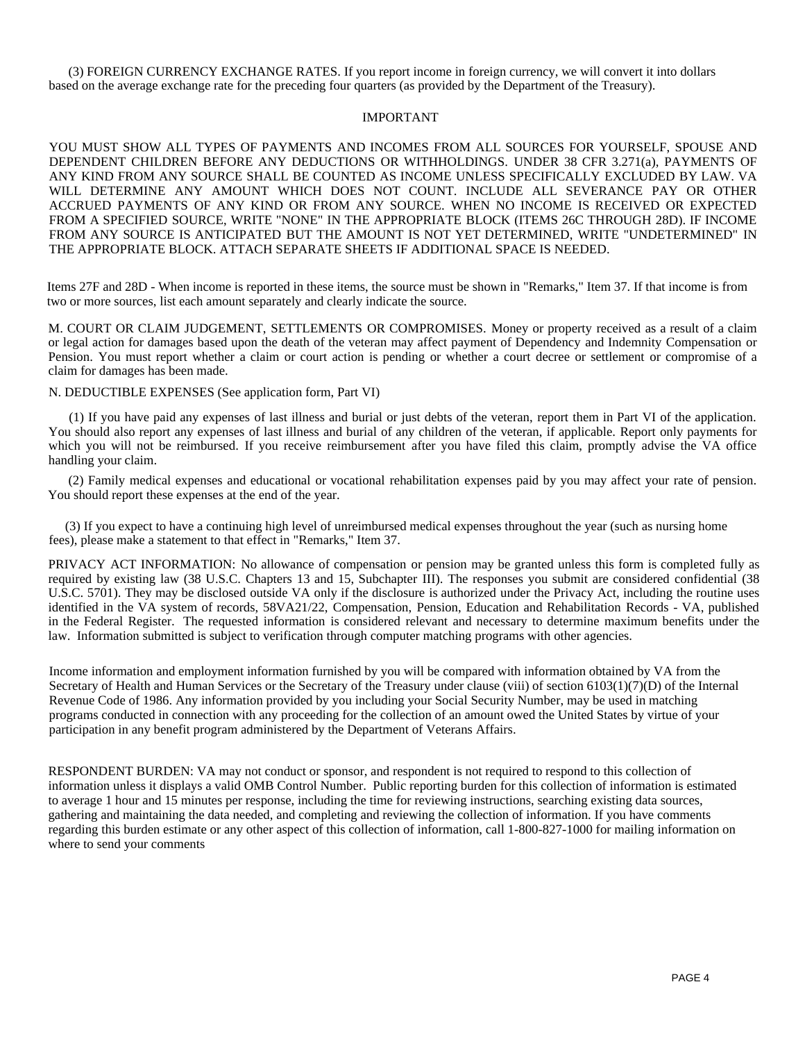(3) FOREIGN CURRENCY EXCHANGE RATES. If you report income in foreign currency, we will convert it into dollars based on the average exchange rate for the preceding four quarters (as provided by the Department of the Treasury).

IMPORTANT

YOU MUST SHOW ALL TYPES OF PAYMENTS AND INCOMES FROM ALL SOURCES FOR YOURSELF, SPOUSE AND DEPENDENT CHILDREN BEFORE ANY DEDUCTIONS OR WITHHOLDINGS. UNDER 38 CFR 3.271(a), PAYMENTS OF ANY KIND FROM ANY SOURCE SHALL BE COUNTED AS INCOME UNLESS SPECIFICALLY EXCLUDED BY LAW. VA WILL DETERMINE ANY AMOUNT WHICH DOES NOT COUNT. INCLUDE ALL SEVERANCE PAY OR OTHER ACCRUED PAYMENTS OF ANY KIND OR FROM ANY SOURCE. WHEN NO INCOME IS RECEIVED OR EXPECTED FROM A SPECIFIED SOURCE, WRITE "NONE" IN THE APPROPRIATE BLOCK (ITEMS 26C THROUGH 28D). IF INCOME FROM ANY SOURCE IS ANTICIPATED BUT THE AMOUNT IS NOT YET DETERMINED, WRITE "UNDETERMINED" IN THE APPROPRIATE BLOCK. ATTACH SEPARATE SHEETS IF ADDITIONAL SPACE IS NEEDED.

Items 27F and 28D - When income is reported in these items, the source must be shown in "Remarks," Item 37. If that income is from two or more sources, list each amount separately and clearly indicate the source.

M. COURT OR CLAIM JUDGEMENT, SETTLEMENTS OR COMPROMISES. Money or property received as a result of a claim or legal action for damages based upon the death of the veteran may affect payment of Dependency and Indemnity Compensation or Pension. You must report whether a claim or court action is pending or whether a court decree or settlement or compromise of a claim for damages has been made.

N. DEDUCTIBLE EXPENSES (See application form, Part VI)

(1) If you have paid any expenses of last illness and burial or just debts of the veteran, report them in Part VI of the application. You should also report any expenses of last illness and burial of any children of the veteran, if applicable. Report only payments for which you will not be reimbursed. If you receive reimbursement after you have filed this claim, promptly advise the VA office handling your claim.

(2) Family medical expenses and educational or vocational rehabilitation expenses paid by you may affect your rate of pension. You should report these expenses at the end of the year.

(3) If you expect to have a continuing high level of unreimbursed medical expenses throughout the year (such as nursing home fees), please make a statement to that effect in "Remarks," Item 37.

PRIVACY ACT INFORMATION: No allowance of compensation or pension may be granted unless this form is completed fully as required by existing law (38 U.S.C. Chapters 13 and 15, Subchapter III). The responses you submit are considered confidential (38 U.S.C. 5701). They may be disclosed outside VA only if the disclosure is authorized under the Privacy Act, including the routine uses identified in the VA system of records, 58VA21/22, Compensation, Pension, Education and Rehabilitation Records - VA, published in the Federal Register. The requested information is considered relevant and necessary to determine maximum benefits under the law. Information submitted is subject to verification through computer matching programs with other agencies.

Income information and employment information furnished by you will be compared with information obtained by VA from the Secretary of Health and Human Services or the Secretary of the Treasury under clause (viii) of section 6103(1)(7)(D) of the Internal Revenue Code of 1986. Any information provided by you including your Social Security Number, may be used in matching programs conducted in connection with any proceeding for the collection of an amount owed the United States by virtue of your participation in any benefit program administered by the Department of Veterans Affairs.

RESPONDENT BURDEN: VA may not conduct or sponsor, and respondent is not required to respond to this collection of information unless it displays a valid OMB Control Number. Public reporting burden for this collection of information is estimated to average 1 hour and 15 minutes per response, including the time for reviewing instructions, searching existing data sources, gathering and maintaining the data needed, and completing and reviewing the collection of information. If you have comments regarding this burden estimate or any other aspect of this collection of information, call 1-800-827-1000 for mailing information on where to send your comments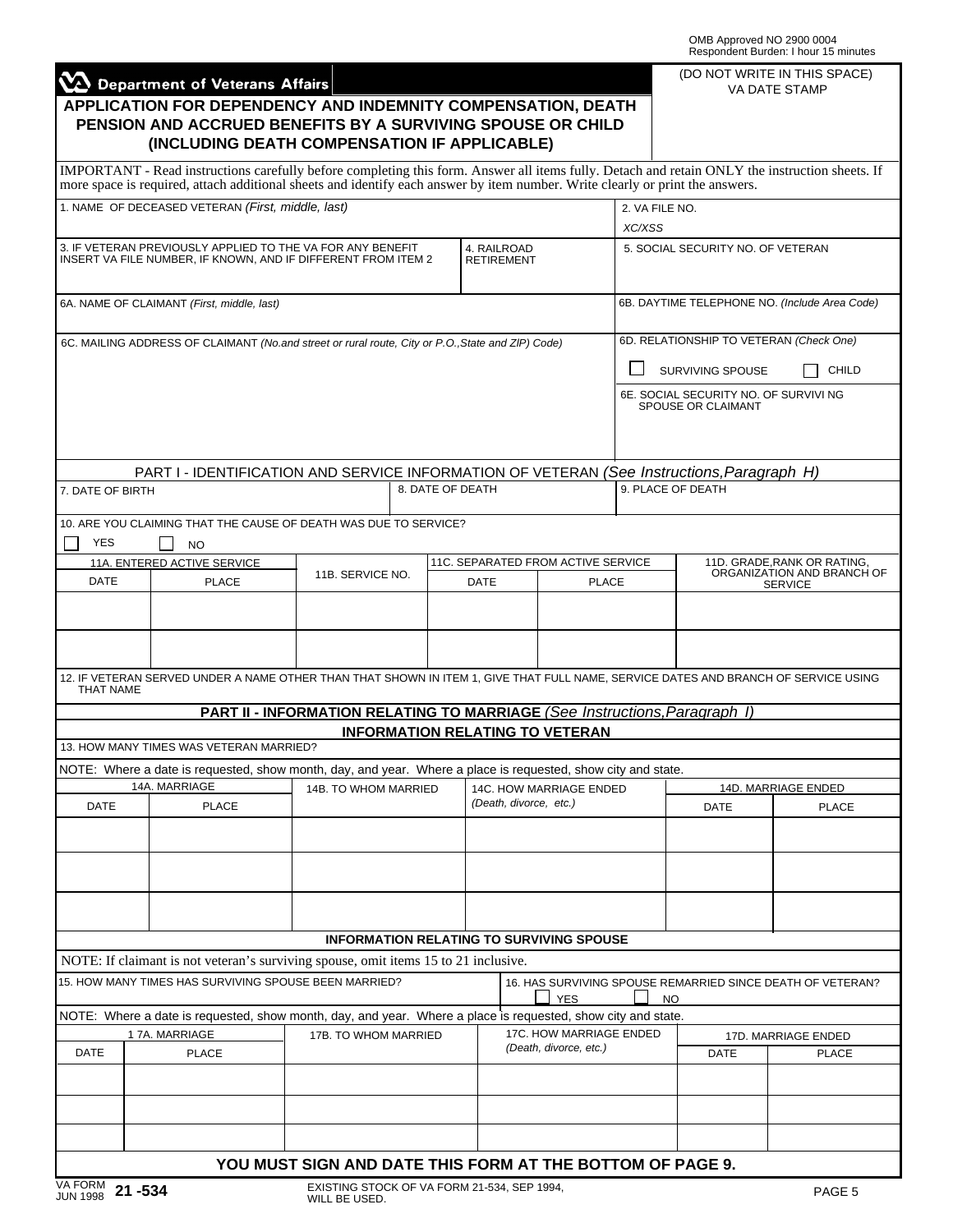OMB Approved NO 2900 0004
Respondent Burden: I hour 15 minutes

**Department of Veterans Affairs**

(DO NOT WRITE IN THIS SPACE)
VA DATE STAMP

# APPLICATION FOR DEPENDENCY AND INDEMNITY COMPENSATION, DEATH PENSION AND ACCRUED BENEFITS BY A SURVIVING SPOUSE OR CHILD (INCLUDING DEATH COMPENSATION IF APPLICABLE)

IMPORTANT - Read instructions carefully before completing this form. Answer all items fully. Detach and retain ONLY the instruction sheets. If more space is required, attach additional sheets and identify each answer by item number. Write clearly or print the answers.

| 1. NAME OF DECEASED VETERAN *(First, middle, last)* | | 2. VA FILE NO. XC/XSS |
|---|---|---|
| 3. IF VETERAN PREVIOUSLY APPLIED TO THE VA FOR ANY BENEFIT INSERT VA FILE NUMBER, IF KNOWN, AND IF DIFFERENT FROM ITEM 2 | 4. RAILROAD RETIREMENT | 5. SOCIAL SECURITY NO. OF VETERAN |
| 6A. NAME OF CLAIMANT *(First, middle, last)* | | 6B. DAYTIME TELEPHONE NO. *(Include Area Code)* |
| 6C. MAILING ADDRESS OF CLAIMANT *(No.and street or rural route, City or P.O.,State and ZIP) Code)* | | 6D. RELATIONSHIP TO VETERAN *(Check One)* ☐ SURVIVING SPOUSE ☐ CHILD<br>6E. SOCIAL SECURITY NO. OF SURVIVI NG SPOUSE OR CLAIMANT |

## PART I - IDENTIFICATION AND SERVICE INFORMATION OF VETERAN *(See Instructions,Paragraph H)*

| 7. DATE OF BIRTH | 8. DATE OF DEATH | 9. PLACE OF DEATH |
|---|---|---|
| | | |

10. ARE YOU CLAIMING THAT THE CAUSE OF DEATH WAS DUE TO SERVICE?
☐ YES ☐ NO

| 11A. ENTERED ACTIVE SERVICE | | 11B. SERVICE NO. | 11C. SEPARATED FROM ACTIVE SERVICE | | 11D. GRADE,RANK OR RATING, ORGANIZATION AND BRANCH OF SERVICE |
|---|---|---|---|---|---|
| DATE | PLACE | | DATE | PLACE | |
| | | | | | |
| | | | | | |

12. IF VETERAN SERVED UNDER A NAME OTHER THAN THAT SHOWN IN ITEM 1, GIVE THAT FULL NAME, SERVICE DATES AND BRANCH OF SERVICE USING THAT NAME

## PART II - INFORMATION RELATING TO MARRIAGE *(See Instructions,Paragraph I)*

### INFORMATION RELATING TO VETERAN

13. HOW MANY TIMES WAS VETERAN MARRIED?

NOTE: Where a date is requested, show month, day, and year. Where a place is requested, show city and state.

| 14A. MARRIAGE | | 14B. TO WHOM MARRIED | 14C. HOW MARRIAGE ENDED *(Death, divorce, etc.)* | 14D. MARRIAGE ENDED | |
|---|---|---|---|---|---|
| DATE | PLACE | | | DATE | PLACE |
| | | | | | |
| | | | | | |
| | | | | | |

### INFORMATION RELATING TO SURVIVING SPOUSE

NOTE: If claimant is not veteran's surviving spouse, omit items 15 to 21 inclusive.

| 15. HOW MANY TIMES HAS SURVIVING SPOUSE BEEN MARRIED? | 16. HAS SURVIVING SPOUSE REMARRIED SINCE DEATH OF VETERAN? ☐ YES ☐ NO |
|---|---|

NOTE: Where a date is requested, show month, day, and year. Where a place is requested, show city and state.

| 17A. MARRIAGE | | 17B. TO WHOM MARRIED | 17C. HOW MARRIAGE ENDED *(Death, divorce, etc.)* | 17D. MARRIAGE ENDED | |
|---|---|---|---|---|---|
| DATE | PLACE | | | DATE | PLACE |
| | | | | | |
| | | | | | |
| | | | | | |

**YOU MUST SIGN AND DATE THIS FORM AT THE BOTTOM OF PAGE 9.**

VA FORM JUN 1998 **21 -534** EXISTING STOCK OF VA FORM 21-534, SEP 1994, WILL BE USED.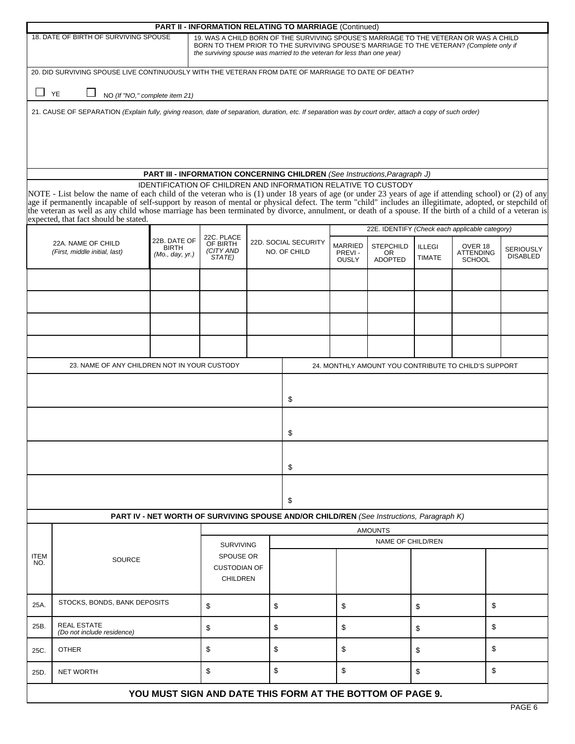## PART II - INFORMATION RELATING TO MARRIAGE (Continued)

| 18. DATE OF BIRTH OF SURVIVING SPOUSE | 19. WAS A CHILD BORN OF THE SURVIVING SPOUSE'S MARRIAGE TO THE VETERAN OR WAS A CHILD BORN TO THEM PRIOR TO THE SURVIVING SPOUSE'S MARRIAGE TO THE VETERAN? *(Complete only if the surviving spouse was married to the veteran for less than one year)* |
|---|---|
| | |

20. DID SURVIVING SPOUSE LIVE CONTINUOUSLY WITH THE VETERAN FROM DATE OF MARRIAGE TO DATE OF DEATH?

☐ YE ☐ NO *(If "NO," complete item 21)*

21. CAUSE OF SEPARATION *(Explain fully, giving reason, date of separation, duration, etc. If separation was by court order, attach a copy of such order)*

## PART III - INFORMATION CONCERNING CHILDREN *(See Instructions, Paragraph J)*

IDENTIFICATION OF CHILDREN AND INFORMATION RELATIVE TO CUSTODY

NOTE - List below the name of each child of the veteran who is (1) under 18 years of age (or under 23 years of age if attending school) or (2) of any age if permanently incapable of self-support by reason of mental or physical defect. The term "child" includes an illegitimate, adopted, or stepchild of the veteran as well as any child whose marriage has been terminated by divorce, annulment, or death of a spouse. If the birth of a child of a veteran is expected, that fact should be stated.

| 22A. NAME OF CHILD *(First, middle initial, last)* | 22B. DATE OF BIRTH *(Mo., day, yr.)* | 22C. PLACE OF BIRTH *(CITY AND STATE)* | 22D. SOCIAL SECURITY NO. OF CHILD | 22E. IDENTIFY *(Check each applicable category)* MARRIED PREVI-OUSLY | STEPCHILD OR ADOPTED | ILLEGI TIMATE | OVER 18 ATTENDING SCHOOL | SERIOUSLY DISABLED |
|---|---|---|---|---|---|---|---|---|
| | | | | | | | | |
| | | | | | | | | |
| | | | | | | | | |
| | | | | | | | | |

| 23. NAME OF ANY CHILDREN NOT IN YOUR CUSTODY | 24. MONTHLY AMOUNT YOU CONTRIBUTE TO CHILD'S SUPPORT |
|---|---|
| | $ |
| | $ |
| | $ |
| | $ |

## PART IV - NET WORTH OF SURVIVING SPOUSE AND/OR CHILD/REN *(See Instructions, Paragraph K)*

| ITEM NO. | SOURCE | AMOUNTS: SURVIVING SPOUSE OR CUSTODIAN OF CHILDREN | NAME OF CHILD/REN | | | |
|---|---|---|---|---|---|---|
| | | | | | | |
| 25A. | STOCKS, BONDS, BANK DEPOSITS | $ | $ | $ | $ | $ |
| 25B. | REAL ESTATE *(Do not include residence)* | $ | $ | $ | $ | $ |
| 25C. | OTHER | $ | $ | $ | $ | $ |
| 25D. | NET WORTH | $ | $ | $ | $ | $ |

**YOU MUST SIGN AND DATE THIS FORM AT THE BOTTOM OF PAGE 9.**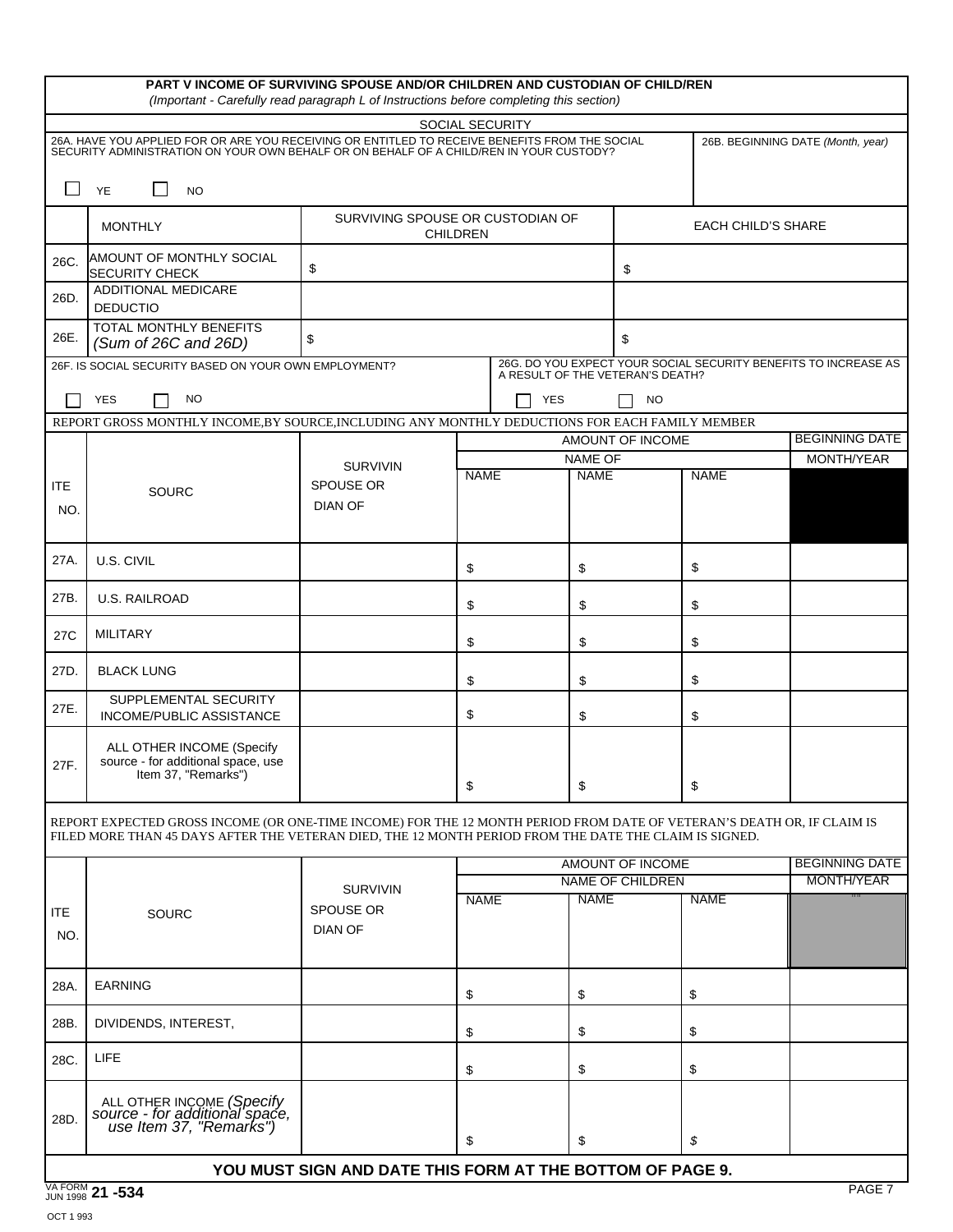## PART V INCOME OF SURVIVING SPOUSE AND/OR CHILDREN AND CUSTODIAN OF CHILD/REN

*(Important - Carefully read paragraph L of Instructions before completing this section)*

### SOCIAL SECURITY

| 26A. HAVE YOU APPLIED FOR OR ARE YOU RECEIVING OR ENTITLED TO RECEIVE BENEFITS FROM THE SOCIAL SECURITY ADMINISTRATION ON YOUR OWN BEHALF OR ON BEHALF OF A CHILD/REN IN YOUR CUSTODY? | 26B. BEGINNING DATE *(Month, year)* |
|---|---|
| ☐ YE ☐ NO | |

| | MONTHLY | SURVIVING SPOUSE OR CUSTODIAN OF CHILDREN | EACH CHILD'S SHARE |
|---|---|---|---|
| 26C. | AMOUNT OF MONTHLY SOCIAL SECURITY CHECK | $ | $ |
| 26D. | ADDITIONAL MEDICARE DEDUCTIO | | |
| 26E. | TOTAL MONTHLY BENEFITS *(Sum of 26C and 26D)* | $ | $ |

| 26F. IS SOCIAL SECURITY BASED ON YOUR OWN EMPLOYMENT? | 26G. DO YOU EXPECT YOUR SOCIAL SECURITY BENEFITS TO INCREASE AS A RESULT OF THE VETERAN'S DEATH? |
|---|---|
| ☐ YES ☐ NO | ☐ YES ☐ NO |

REPORT GROSS MONTHLY INCOME,BY SOURCE,INCLUDING ANY MONTHLY DEDUCTIONS FOR EACH FAMILY MEMBER

| ITE NO. | SOURC | SURVIVIN SPOUSE OR DIAN OF | AMOUNT OF INCOME | | | BEGINNING DATE |
|---|---|---|---|---|---|---|
| | | | NAME OF | | | MONTH/YEAR |
| | | | NAME | NAME | NAME | |
| 27A. | U.S. CIVIL | | $ | $ | $ | |
| 27B. | U.S. RAILROAD | | $ | $ | $ | |
| 27C | MILITARY | | $ | $ | $ | |
| 27D. | BLACK LUNG | | $ | $ | $ | |
| 27E. | SUPPLEMENTAL SECURITY INCOME/PUBLIC ASSISTANCE | | $ | $ | $ | |
| 27F. | ALL OTHER INCOME (Specify source - for additional space, use Item 37, "Remarks") | | $ | $ | $ | |

REPORT EXPECTED GROSS INCOME (OR ONE-TIME INCOME) FOR THE 12 MONTH PERIOD FROM DATE OF VETERAN'S DEATH OR, IF CLAIM IS FILED MORE THAN 45 DAYS AFTER THE VETERAN DIED, THE 12 MONTH PERIOD FROM THE DATE THE CLAIM IS SIGNED.

| ITE NO. | SOURC | SURVIVIN SPOUSE OR DIAN OF | AMOUNT OF INCOME | | | BEGINNING DATE |
|---|---|---|---|---|---|---|
| | | | NAME OF CHILDREN | | | MONTH/YEAR |
| | | | NAME | NAME | NAME | |
| 28A. | EARNING | | $ | $ | $ | |
| 28B. | DIVIDENDS, INTEREST, | | $ | $ | $ | |
| 28C. | LIFE | | $ | $ | $ | |
| 28D. | ALL OTHER INCOME *(Specify source - for additional space, use Item 37, "Remarks")* | | $ | $ | $ | |

**YOU MUST SIGN AND DATE THIS FORM AT THE BOTTOM OF PAGE 9.**

VA FORM JUN 1998 **21 -534**

OCT 1 993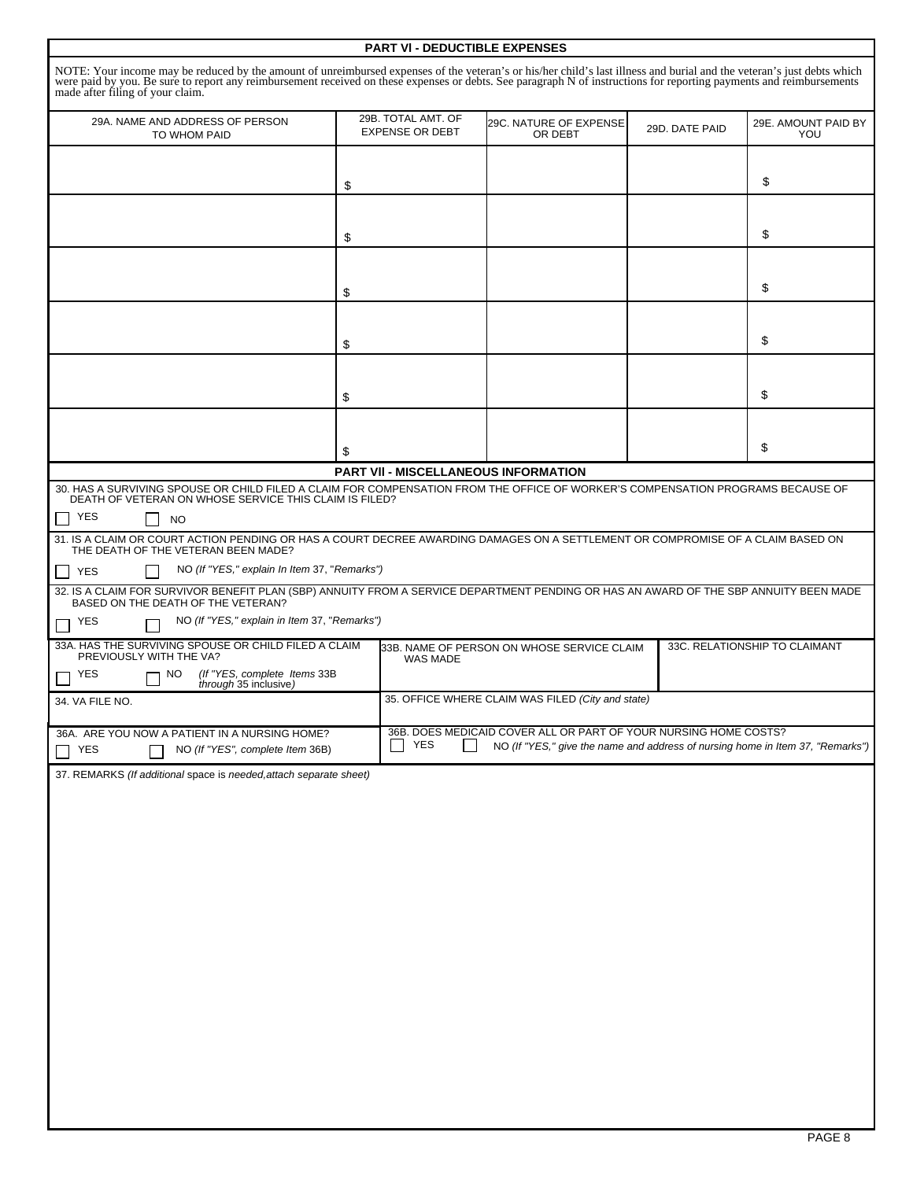## PART VI - DEDUCTIBLE EXPENSES

NOTE: Your income may be reduced by the amount of unreimbursed expenses of the veteran's or his/her child's last illness and burial and the veteran's just debts which were paid by you. Be sure to report any reimbursement received on these expenses or debts. See paragraph N of instructions for reporting payments and reimbursements made after filing of your claim.

| 29A. NAME AND ADDRESS OF PERSON TO WHOM PAID | 29B. TOTAL AMT. OF EXPENSE OR DEBT | 29C. NATURE OF EXPENSE OR DEBT | 29D. DATE PAID | 29E. AMOUNT PAID BY YOU |
|---|---|---|---|---|
| | $ | | | $ |
| | $ | | | $ |
| | $ | | | $ |
| | $ | | | $ |
| | $ | | | $ |
| | $ | | | $ |

## PART VII - MISCELLANEOUS INFORMATION

30. HAS A SURVIVING SPOUSE OR CHILD FILED A CLAIM FOR COMPENSATION FROM THE OFFICE OF WORKER'S COMPENSATION PROGRAMS BECAUSE OF DEATH OF VETERAN ON WHOSE SERVICE THIS CLAIM IS FILED?

☐ YES ☐ NO

31. IS A CLAIM OR COURT ACTION PENDING OR HAS A COURT DECREE AWARDING DAMAGES ON A SETTLEMENT OR COMPROMISE OF A CLAIM BASED ON THE DEATH OF THE VETERAN BEEN MADE?

☐ YES ☐ NO *(If "YES," explain In Item* 37, *"Remarks")*

32. IS A CLAIM FOR SURVIVOR BENEFIT PLAN (SBP) ANNUITY FROM A SERVICE DEPARTMENT PENDING OR HAS AN AWARD OF THE SBP ANNUITY BEEN MADE BASED ON THE DEATH OF THE VETERAN?

☐ YES ☐ NO *(If "YES," explain in Item* 37, *"Remarks")*

| 33A. HAS THE SURVIVING SPOUSE OR CHILD FILED A CLAIM PREVIOUSLY WITH THE VA? ☐ YES ☐ NO *(If "YES, complete Items* 33B *through* 35 inclusive*)* | 33B. NAME OF PERSON ON WHOSE SERVICE CLAIM WAS MADE | 33C. RELATIONSHIP TO CLAIMANT |
|---|---|---|
| 34. VA FILE NO. | 35. OFFICE WHERE CLAIM WAS FILED *(City and state)* | |

| 36A. ARE YOU NOW A PATIENT IN A NURSING HOME? ☐ YES ☐ NO *(If "YES", complete Item* 36B*)* | 36B. DOES MEDICAID COVER ALL OR PART OF YOUR NURSING HOME COSTS? ☐ YES ☐ NO *(If "YES," give the name and address of nursing home in Item 37, "Remarks")* |
|---|---|

37. REMARKS *(If additional* space is *needed,attach separate sheet)*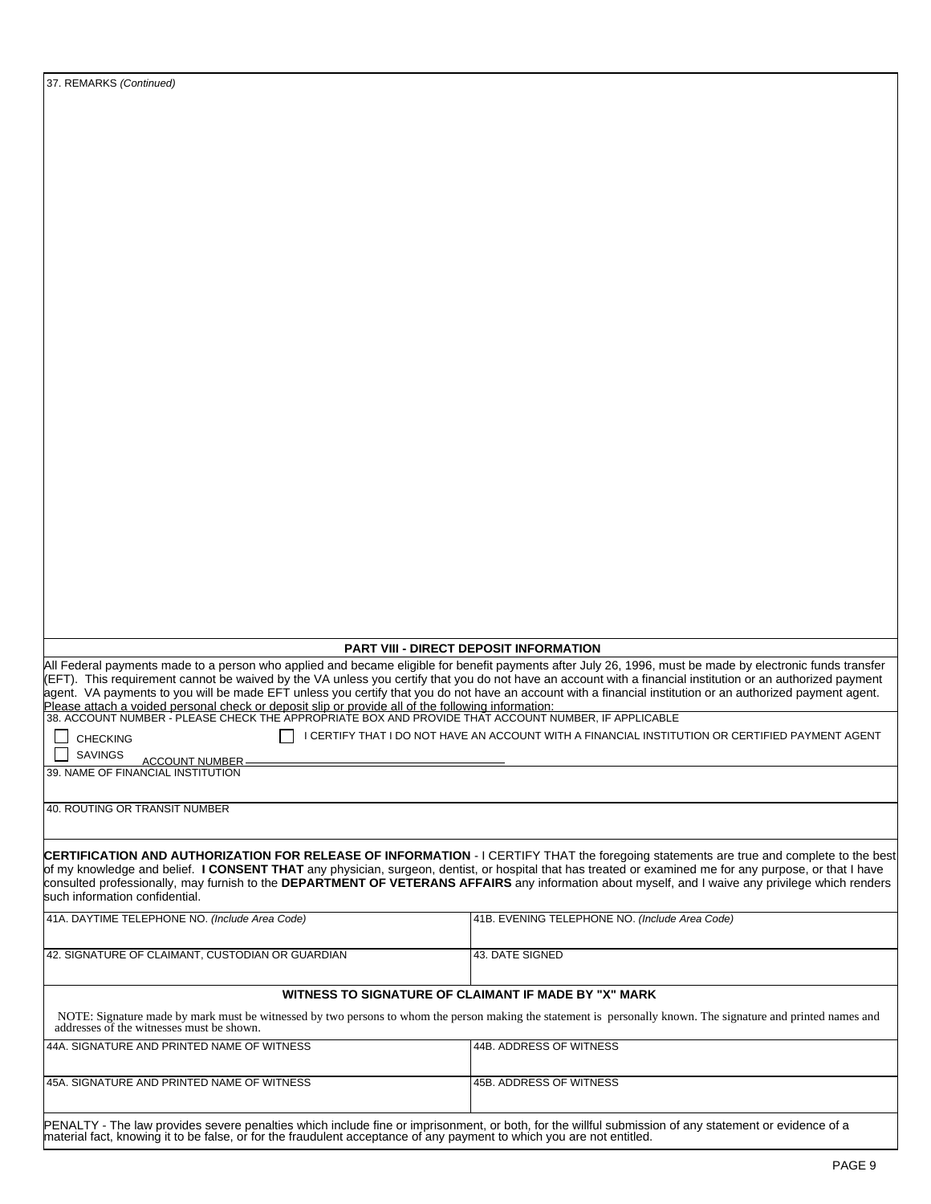37. REMARKS *(Continued)*

## PART VIII - DIRECT DEPOSIT INFORMATION

All Federal payments made to a person who applied and became eligible for benefit payments after July 26, 1996, must be made by electronic funds transfer (EFT). This requirement cannot be waived by the VA unless you certify that you do not have an account with a financial institution or an authorized payment agent. VA payments to you will be made EFT unless you certify that you do not have an account with a financial institution or an authorized payment agent. Please attach a voided personal check or deposit slip or provide all of the following information:

38. ACCOUNT NUMBER - PLEASE CHECK THE APPROPRIATE BOX AND PROVIDE THAT ACCOUNT NUMBER, IF APPLICABLE

☐ CHECKING

☐ SAVINGS

ACCOUNT NUMBER ____________________

☐ I CERTIFY THAT I DO NOT HAVE AN ACCOUNT WITH A FINANCIAL INSTITUTION OR CERTIFIED PAYMENT AGENT

39. NAME OF FINANCIAL INSTITUTION

40. ROUTING OR TRANSIT NUMBER

**CERTIFICATION AND AUTHORIZATION FOR RELEASE OF INFORMATION** - I CERTIFY THAT the foregoing statements are true and complete to the best of my knowledge and belief. **I CONSENT THAT** any physician, surgeon, dentist, or hospital that has treated or examined me for any purpose, or that I have consulted professionally, may furnish to the **DEPARTMENT OF VETERANS AFFAIRS** any information about myself, and I waive any privilege which renders such information confidential.

| 41A. DAYTIME TELEPHONE NO. *(Include Area Code)* | 41B. EVENING TELEPHONE NO. *(Include Area Code)* |
|---|---|
| 42. SIGNATURE OF CLAIMANT, CUSTODIAN OR GUARDIAN | 43. DATE SIGNED |

### WITNESS TO SIGNATURE OF CLAIMANT IF MADE BY "X" MARK

NOTE: Signature made by mark must be witnessed by two persons to whom the person making the statement is personally known. The signature and printed names and addresses of the witnesses must be shown.

| 44A. SIGNATURE AND PRINTED NAME OF WITNESS | 44B. ADDRESS OF WITNESS |
|---|---|
| 45A. SIGNATURE AND PRINTED NAME OF WITNESS | 45B. ADDRESS OF WITNESS |

PENALTY - The law provides severe penalties which include fine or imprisonment, or both, for the willful submission of any statement or evidence of a material fact, knowing it to be false, or for the fraudulent acceptance of any payment to which you are not entitled.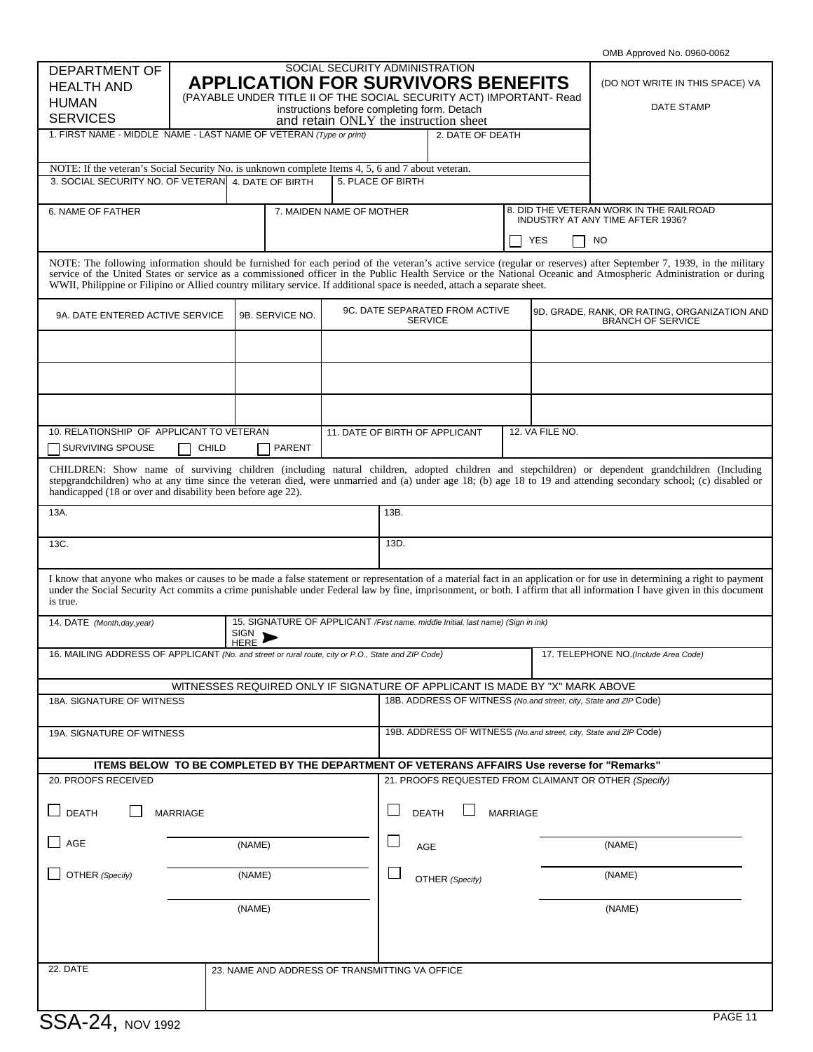OMB Approved No. 0960-0062

| DEPARTMENT OF HEALTH AND HUMAN SERVICES | SOCIAL SECURITY ADMINISTRATION **APPLICATION FOR SURVIVORS BENEFITS** (PAYABLE UNDER TITLE II OF THE SOCIAL SECURITY ACT) IMPORTANT- Read instructions before completing form. Detach and retain ONLY the instruction sheet | (DO NOT WRITE IN THIS SPACE) VA DATE STAMP |
| --- | --- | --- |

| 1. FIRST NAME - MIDDLE NAME - LAST NAME OF VETERAN *(Type or print)* | | 2. DATE OF DEATH |
| --- | --- | --- |
| | | |

NOTE: If the veteran's Social Security No. is unknown complete Items 4, 5, 6 and 7 about veteran.

| 3. SOCIAL SECURITY NO. OF VETERAN | 4. DATE OF BIRTH | 5. PLACE OF BIRTH |
| --- | --- | --- |
| | | |

| 6. NAME OF FATHER | 7. MAIDEN NAME OF MOTHER | 8. DID THE VETERAN WORK IN THE RAILROAD INDUSTRY AT ANY TIME AFTER 1936? ☐ YES ☐ NO |
| --- | --- | --- |
| | | |

NOTE: The following information should be furnished for each period of the veteran's active service (regular or reserves) after September 7, 1939, in the military service of the United States or service as a commissioned officer in the Public Health Service or the National Oceanic and Atmospheric Administration or during WWII, Philippine or Filipino or Allied country military service. If additional space is needed, attach a separate sheet.

| 9A. DATE ENTERED ACTIVE SERVICE | 9B. SERVICE NO. | 9C. DATE SEPARATED FROM ACTIVE SERVICE | 9D. GRADE, RANK, OR RATING, ORGANIZATION AND BRANCH OF SERVICE |
| --- | --- | --- | --- |
| | | | |
| | | | |
| | | | |

| 10. RELATIONSHIP OF APPLICANT TO VETERAN ☐ SURVIVING SPOUSE ☐ CHILD ☐ PARENT | 11. DATE OF BIRTH OF APPLICANT | 12. VA FILE NO. |
| --- | --- | --- |
| | | |

CHILDREN: Show name of surviving children (including natural children, adopted children and stepchildren) or dependent grandchildren (Including stepgrandchildren) who at any time since the veteran died, were unmarried and (a) under age 18; (b) age 18 to 19 and attending secondary school; (c) disabled or handicapped (18 or over and disability been before age 22).

| 13A. | 13B. |
| --- | --- |
| 13C. | 13D. |

I know that anyone who makes or causes to be made a false statement or representation of a material fact in an application or for use in determining a right to payment under the Social Security Act commits a crime punishable under Federal law by fine, imprisonment, or both. I affirm that all information I have given in this document is true.

| 14. DATE *(Month,day,year)* | 15. SIGNATURE OF APPLICANT *(First name. middle Initial, last name) (Sign in ink)* SIGN HERE ➤ |
| --- | --- |
| | |

| 16. MAILING ADDRESS OF APPLICANT *(No. and street or rural route, city or P.O., State and ZIP Code)* | 17. TELEPHONE NO. *(Include Area Code)* |
| --- | --- |
| | |

WITNESSES REQUIRED ONLY IF SIGNATURE OF APPLICANT IS MADE BY "X" MARK ABOVE

| 18A. SIGNATURE OF WITNESS | 18B. ADDRESS OF WITNESS *(No.and street, city, State and ZIP Code)* |
| --- | --- |
| 19A. SIGNATURE OF WITNESS | 19B. ADDRESS OF WITNESS *(No.and street, city, State and ZIP Code)* |

**ITEMS BELOW TO BE COMPLETED BY THE DEPARTMENT OF VETERANS AFFAIRS Use reverse for "Remarks"**

| 20. PROOFS RECEIVED | 21. PROOFS REQUESTED FROM CLAIMANT OR OTHER *(Specify)* |
| --- | --- |
| ☐ DEATH ☐ MARRIAGE | ☐ DEATH ☐ MARRIAGE |
| ☐ AGE ______ (NAME) | ☐ AGE ______ (NAME) |
| ☐ OTHER *(Specify)* ______ (NAME) | ☐ OTHER *(Specify)* ______ (NAME) |
| ______ (NAME) | ______ (NAME) |

| 22. DATE | 23. NAME AND ADDRESS OF TRANSMITTING VA OFFICE |
| --- | --- |
| | |

SSA-24, NOV 1992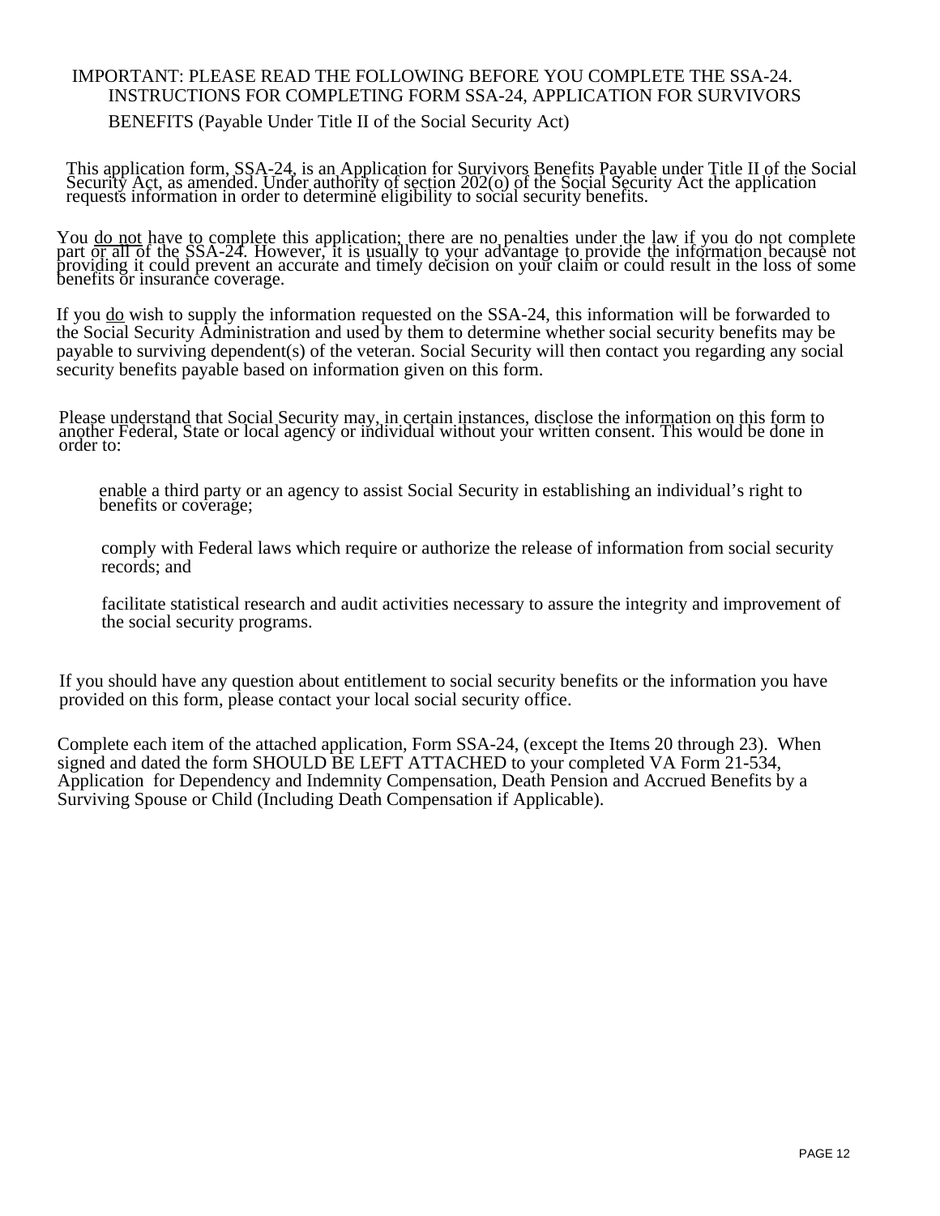IMPORTANT: PLEASE READ THE FOLLOWING BEFORE YOU COMPLETE THE SSA-24.

## INSTRUCTIONS FOR COMPLETING FORM SSA-24, APPLICATION FOR SURVIVORS BENEFITS (Payable Under Title II of the Social Security Act)

This application form, SSA-24, is an Application for Survivors Benefits Payable under Title II of the Social Security Act, as amended. Under authority of section 202(o) of the Social Security Act the application requests information in order to determine eligibility to social security benefits.

You do not have to complete this application; there are no penalties under the law if you do not complete part or all of the SSA-24. However, it is usually to your advantage to provide the information because not providing it could prevent an accurate and timely decision on your claim or could result in the loss of some benefits or insurance coverage.

If you do wish to supply the information requested on the SSA-24, this information will be forwarded to the Social Security Administration and used by them to determine whether social security benefits may be payable to surviving dependent(s) of the veteran. Social Security will then contact you regarding any social security benefits payable based on information given on this form.

Please understand that Social Security may, in certain instances, disclose the information on this form to another Federal, State or local agency or individual without your written consent. This would be done in order to:

- enable a third party or an agency to assist Social Security in establishing an individual's right to benefits or coverage;
- comply with Federal laws which require or authorize the release of information from social security records; and
- facilitate statistical research and audit activities necessary to assure the integrity and improvement of the social security programs.

If you should have any question about entitlement to social security benefits or the information you have provided on this form, please contact your local social security office.

Complete each item of the attached application, Form SSA-24, (except the Items 20 through 23). When signed and dated the form SHOULD BE LEFT ATTACHED to your completed VA Form 21-534, Application for Dependency and Indemnity Compensation, Death Pension and Accrued Benefits by a Surviving Spouse or Child (Including Death Compensation if Applicable).